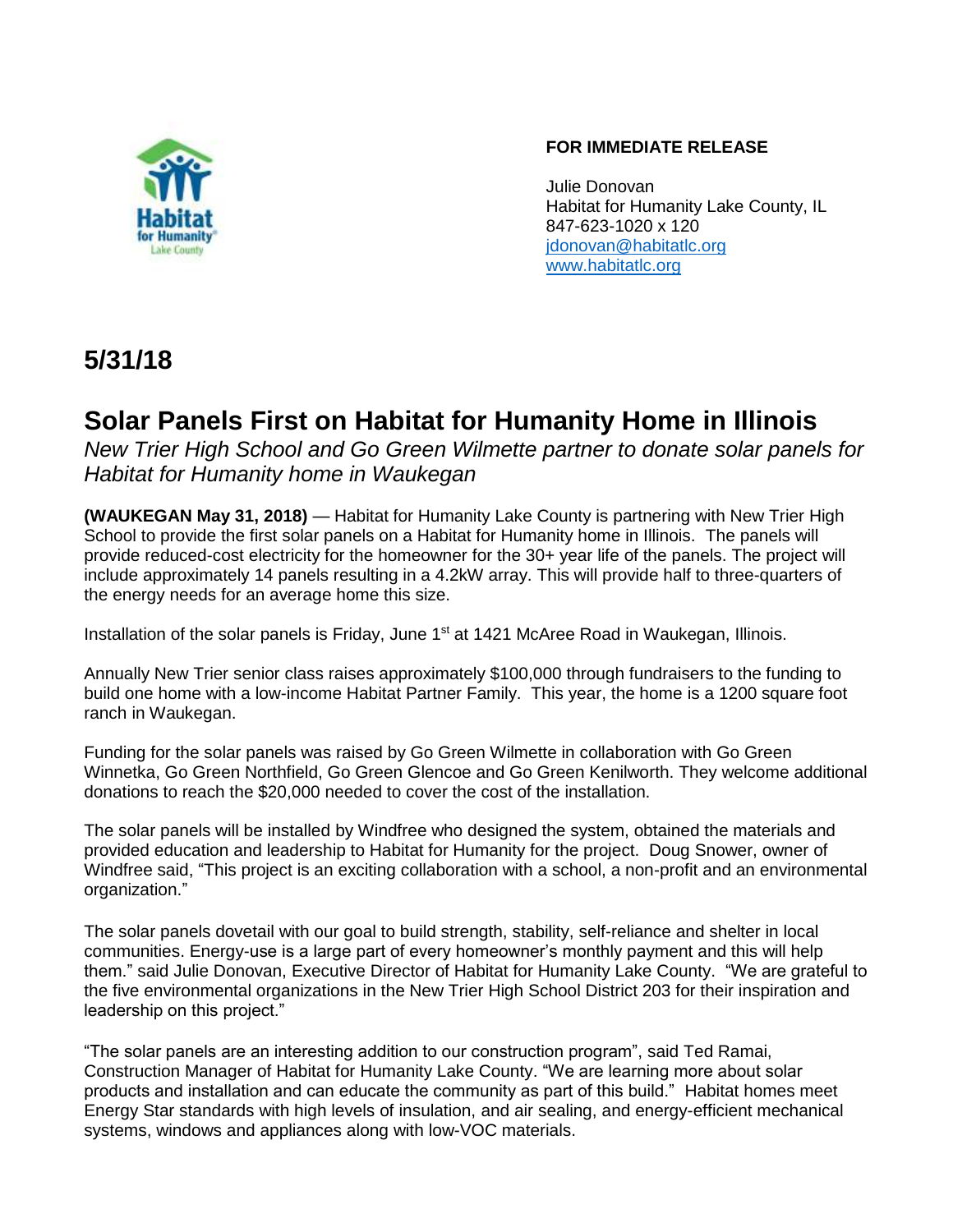**FOR IMMEDIATE RELEASE**

Julie Donovan
Habitat for Humanity Lake County, IL
847-623-1020 x 120
jdonovan@habitatlc.org
www.habitatlc.org

## 5/31/18

# Solar Panels First on Habitat for Humanity Home in Illinois

*New Trier High School and Go Green Wilmette partner to donate solar panels for Habitat for Humanity home in Waukegan*

**(WAUKEGAN May 31, 2018)** — Habitat for Humanity Lake County is partnering with New Trier High School to provide the first solar panels on a Habitat for Humanity home in Illinois. The panels will provide reduced-cost electricity for the homeowner for the 30+ year life of the panels. The project will include approximately 14 panels resulting in a 4.2kW array. This will provide half to three-quarters of the energy needs for an average home this size.

Installation of the solar panels is Friday, June 1st at 1421 McAree Road in Waukegan, Illinois.

Annually New Trier senior class raises approximately $100,000 through fundraisers to the funding to build one home with a low-income Habitat Partner Family. This year, the home is a 1200 square foot ranch in Waukegan.

Funding for the solar panels was raised by Go Green Wilmette in collaboration with Go Green Winnetka, Go Green Northfield, Go Green Glencoe and Go Green Kenilworth. They welcome additional donations to reach the $20,000 needed to cover the cost of the installation.

The solar panels will be installed by Windfree who designed the system, obtained the materials and provided education and leadership to Habitat for Humanity for the project. Doug Snower, owner of Windfree said, "This project is an exciting collaboration with a school, a non-profit and an environmental organization."

The solar panels dovetail with our goal to build strength, stability, self-reliance and shelter in local communities. Energy-use is a large part of every homeowner's monthly payment and this will help them." said Julie Donovan, Executive Director of Habitat for Humanity Lake County. "We are grateful to the five environmental organizations in the New Trier High School District 203 for their inspiration and leadership on this project."

"The solar panels are an interesting addition to our construction program", said Ted Ramai, Construction Manager of Habitat for Humanity Lake County. "We are learning more about solar products and installation and can educate the community as part of this build." Habitat homes meet Energy Star standards with high levels of insulation, and air sealing, and energy-efficient mechanical systems, windows and appliances along with low-VOC materials.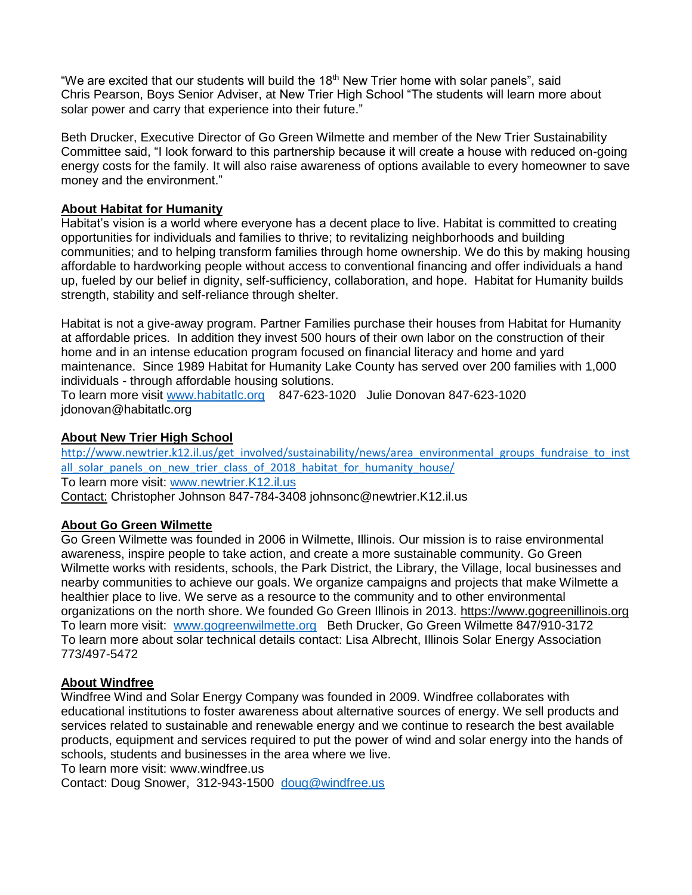"We are excited that our students will build the 18th New Trier home with solar panels", said Chris Pearson, Boys Senior Adviser, at New Trier High School "The students will learn more about solar power and carry that experience into their future."

Beth Drucker, Executive Director of Go Green Wilmette and member of the New Trier Sustainability Committee said, "I look forward to this partnership because it will create a house with reduced on-going energy costs for the family. It will also raise awareness of options available to every homeowner to save money and the environment."

**About Habitat for Humanity**

Habitat's vision is a world where everyone has a decent place to live. Habitat is committed to creating opportunities for individuals and families to thrive; to revitalizing neighborhoods and building communities; and to helping transform families through home ownership. We do this by making housing affordable to hardworking people without access to conventional financing and offer individuals a hand up, fueled by our belief in dignity, self-sufficiency, collaboration, and hope. Habitat for Humanity builds strength, stability and self-reliance through shelter.

Habitat is not a give-away program. Partner Families purchase their houses from Habitat for Humanity at affordable prices. In addition they invest 500 hours of their own labor on the construction of their home and in an intense education program focused on financial literacy and home and yard maintenance. Since 1989 Habitat for Humanity Lake County has served over 200 families with 1,000 individuals - through affordable housing solutions.
To learn more visit www.habitatlc.org 847-623-1020 Julie Donovan 847-623-1020 jdonovan@habitatlc.org

**About New Trier High School**

http://www.newtrier.k12.il.us/get_involved/sustainability/news/area_environmental_groups_fundraise_to_install_solar_panels_on_new_trier_class_of_2018_habitat_for_humanity_house/
To learn more visit: www.newtrier.K12.il.us
Contact: Christopher Johnson 847-784-3408 johnsonc@newtrier.K12.il.us

**About Go Green Wilmette**

Go Green Wilmette was founded in 2006 in Wilmette, Illinois. Our mission is to raise environmental awareness, inspire people to take action, and create a more sustainable community. Go Green Wilmette works with residents, schools, the Park District, the Library, the Village, local businesses and nearby communities to achieve our goals. We organize campaigns and projects that make Wilmette a healthier place to live. We serve as a resource to the community and to other environmental organizations on the north shore. We founded Go Green Illinois in 2013. https://www.gogreenillinois.org
To learn more visit: www.gogreenwilmette.org Beth Drucker, Go Green Wilmette 847/910-3172
To learn more about solar technical details contact: Lisa Albrecht, Illinois Solar Energy Association 773/497-5472

**About Windfree**

Windfree Wind and Solar Energy Company was founded in 2009. Windfree collaborates with educational institutions to foster awareness about alternative sources of energy. We sell products and services related to sustainable and renewable energy and we continue to research the best available products, equipment and services required to put the power of wind and solar energy into the hands of schools, students and businesses in the area where we live.
To learn more visit: www.windfree.us
Contact: Doug Snower, 312-943-1500 doug@windfree.us